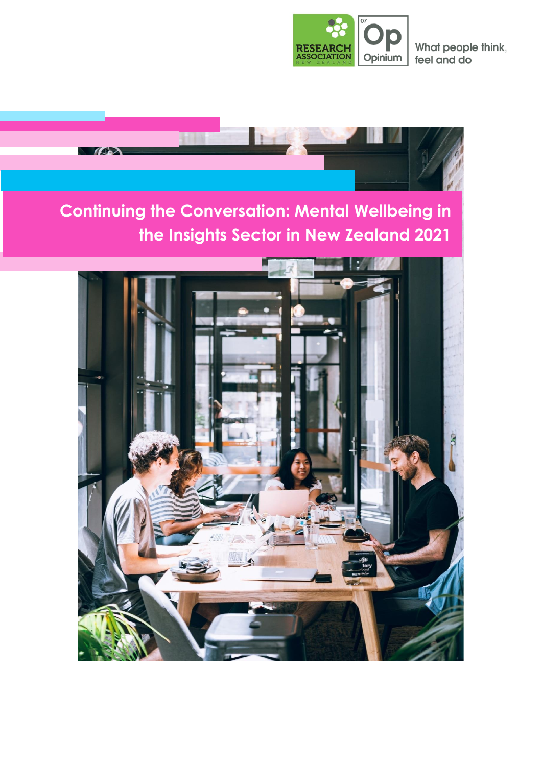RESEARCH ASSOCIATION NEW ZEALAND

Opinium — What people think, feel and do

# Continuing the Conversation: Mental Wellbeing in the Insights Sector in New Zealand 2021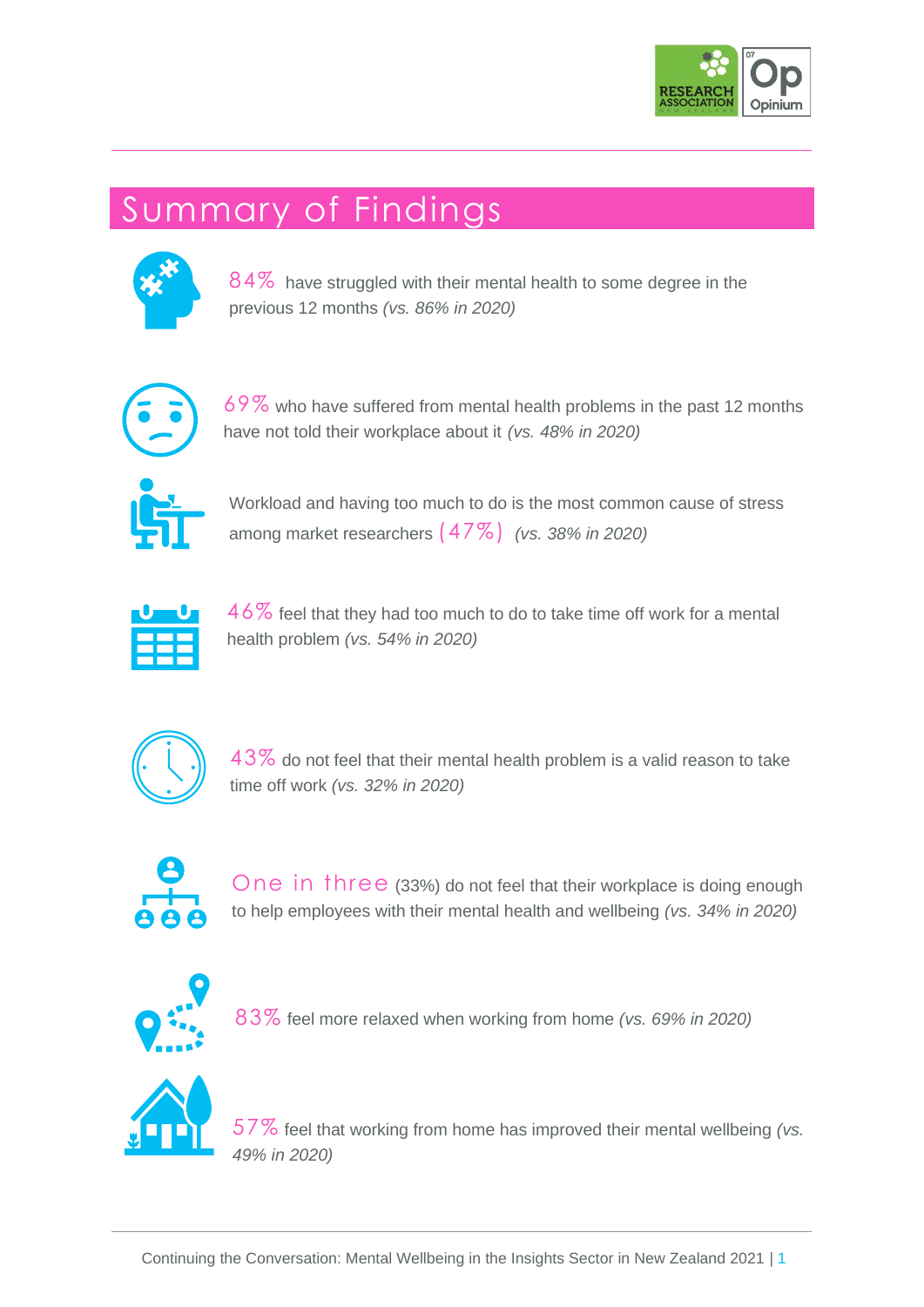# Summary of Findings

84% have struggled with their mental health to some degree in the previous 12 months *(vs. 86% in 2020)*

69% who have suffered from mental health problems in the past 12 months have not told their workplace about it *(vs. 48% in 2020)*

Workload and having too much to do is the most common cause of stress among market researchers (47%) *(vs. 38% in 2020)*

46% feel that they had too much to do to take time off work for a mental health problem *(vs. 54% in 2020)*

43% do not feel that their mental health problem is a valid reason to take time off work *(vs. 32% in 2020)*

One in three (33%) do not feel that their workplace is doing enough to help employees with their mental health and wellbeing *(vs. 34% in 2020)*

83% feel more relaxed when working from home *(vs. 69% in 2020)*

57% feel that working from home has improved their mental wellbeing *(vs. 49% in 2020)*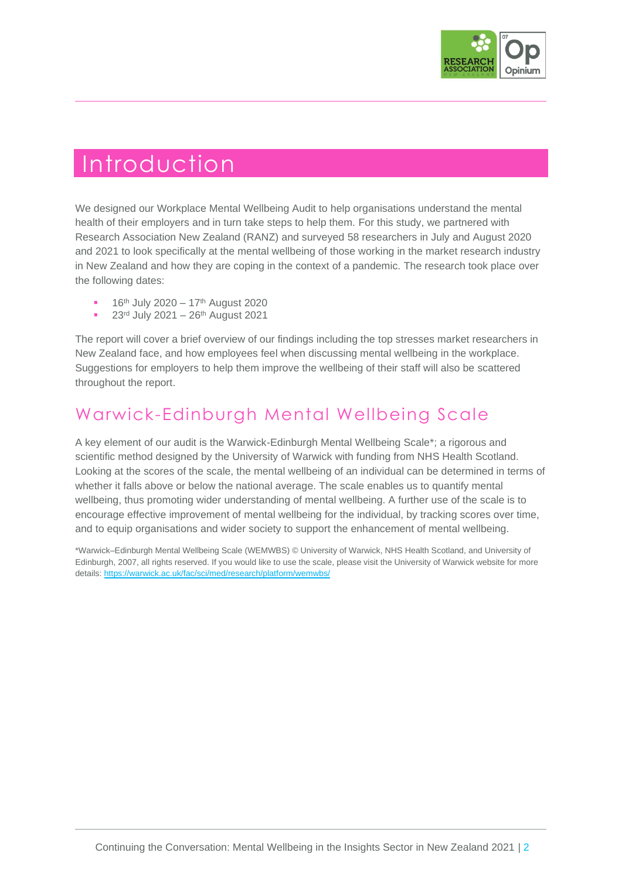# Introduction

We designed our Workplace Mental Wellbeing Audit to help organisations understand the mental health of their employers and in turn take steps to help them. For this study, we partnered with Research Association New Zealand (RANZ) and surveyed 58 researchers in July and August 2020 and 2021 to look specifically at the mental wellbeing of those working in the market research industry in New Zealand and how they are coping in the context of a pandemic. The research took place over the following dates:

- 16th July 2020 – 17th August 2020
- 23rd July 2021 – 26th August 2021

The report will cover a brief overview of our findings including the top stresses market researchers in New Zealand face, and how employees feel when discussing mental wellbeing in the workplace. Suggestions for employers to help them improve the wellbeing of their staff will also be scattered throughout the report.

## Warwick-Edinburgh Mental Wellbeing Scale

A key element of our audit is the Warwick-Edinburgh Mental Wellbeing Scale*; a rigorous and scientific method designed by the University of Warwick with funding from NHS Health Scotland. Looking at the scores of the scale, the mental wellbeing of an individual can be determined in terms of whether it falls above or below the national average. The scale enables us to quantify mental wellbeing, thus promoting wider understanding of mental wellbeing. A further use of the scale is to encourage effective improvement of mental wellbeing for the individual, by tracking scores over time, and to equip organisations and wider society to support the enhancement of mental wellbeing.

*Warwick–Edinburgh Mental Wellbeing Scale (WEMWBS) © University of Warwick, NHS Health Scotland, and University of Edinburgh, 2007, all rights reserved. If you would like to use the scale, please visit the University of Warwick website for more details: https://warwick.ac.uk/fac/sci/med/research/platform/wemwbs/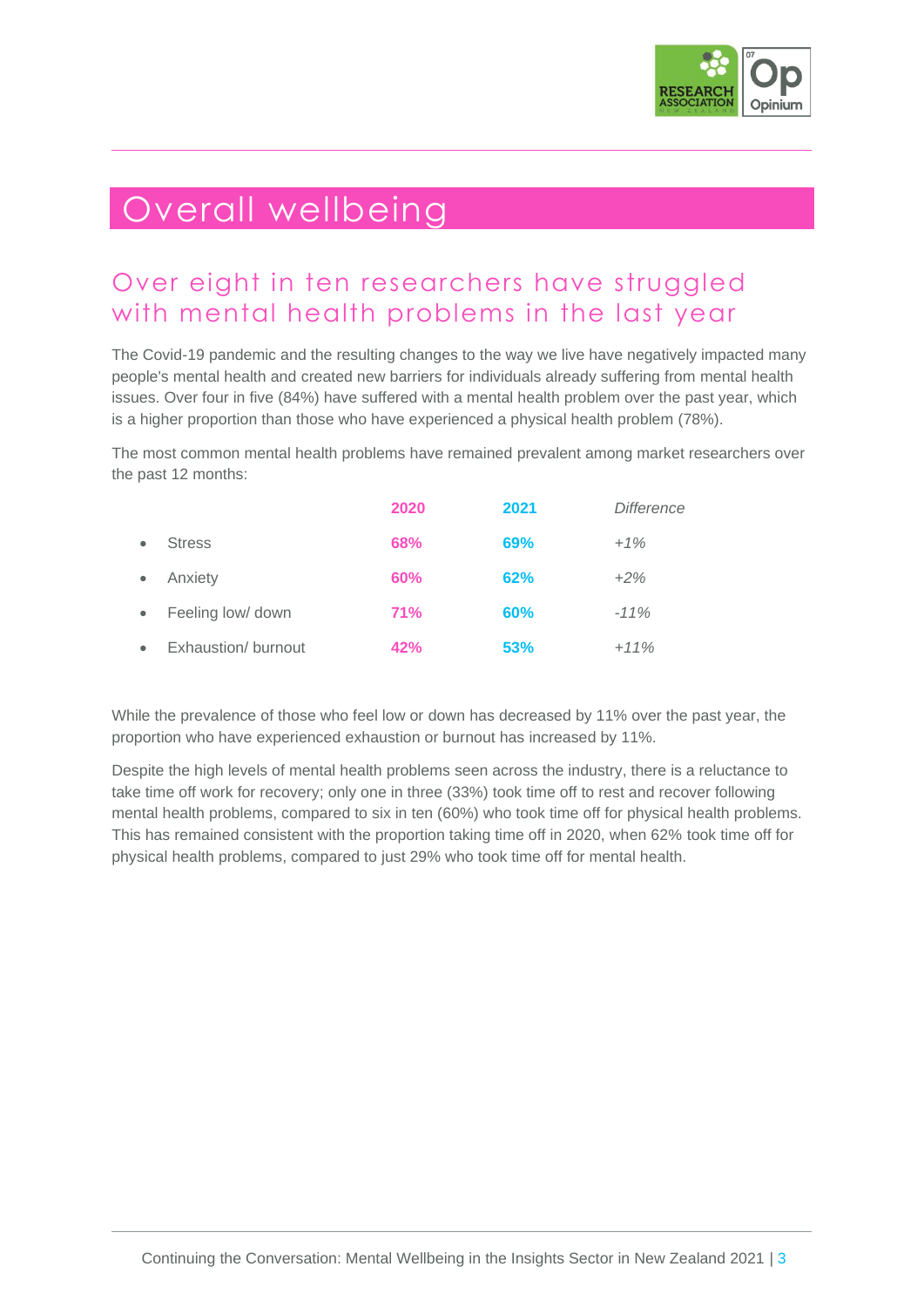# Overall wellbeing

## Over eight in ten researchers have struggled with mental health problems in the last year

The Covid-19 pandemic and the resulting changes to the way we live have negatively impacted many people's mental health and created new barriers for individuals already suffering from mental health issues. Over four in five (84%) have suffered with a mental health problem over the past year, which is a higher proportion than those who have experienced a physical health problem (78%).

The most common mental health problems have remained prevalent among market researchers over the past 12 months:

| | 2020 | 2021 | *Difference* |
|---|---|---|---|
| • Stress | **68%** | **69%** | *+1%* |
| • Anxiety | **60%** | **62%** | *+2%* |
| • Feeling low/ down | **71%** | **60%** | *-11%* |
| • Exhaustion/ burnout | **42%** | **53%** | *+11%* |

While the prevalence of those who feel low or down has decreased by 11% over the past year, the proportion who have experienced exhaustion or burnout has increased by 11%.

Despite the high levels of mental health problems seen across the industry, there is a reluctance to take time off work for recovery; only one in three (33%) took time off to rest and recover following mental health problems, compared to six in ten (60%) who took time off for physical health problems. This has remained consistent with the proportion taking time off in 2020, when 62% took time off for physical health problems, compared to just 29% who took time off for mental health.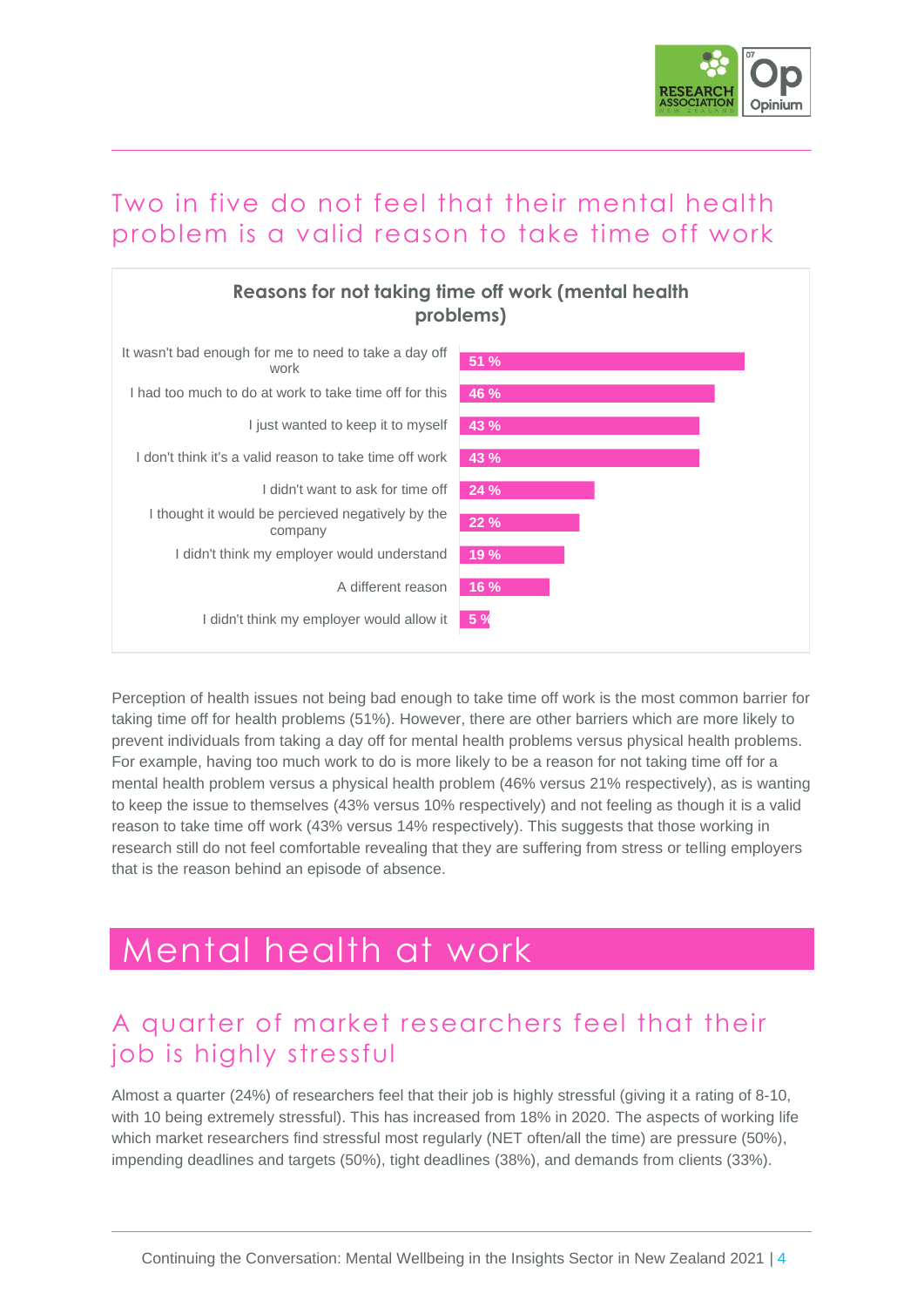## Two in five do not feel that their mental health problem is a valid reason to take time off work

**Reasons for not taking time off work (mental health problems)**

| Reason | % |
|---|---|
| It wasn't bad enough for me to need to take a day off work | 51 % |
| I had too much to do at work to take time off for this | 46 % |
| I just wanted to keep it to myself | 43 % |
| I don't think it's a valid reason to take time off work | 43 % |
| I didn't want to ask for time off | 24 % |
| I thought it would be percieved negatively by the company | 22 % |
| I didn't think my employer would understand | 19 % |
| A different reason | 16 % |
| I didn't think my employer would allow it | 5 % |

Perception of health issues not being bad enough to take time off work is the most common barrier for taking time off for health problems (51%). However, there are other barriers which are more likely to prevent individuals from taking a day off for mental health problems versus physical health problems. For example, having too much work to do is more likely to be a reason for not taking time off for a mental health problem versus a physical health problem (46% versus 21% respectively), as is wanting to keep the issue to themselves (43% versus 10% respectively) and not feeling as though it is a valid reason to take time off work (43% versus 14% respectively). This suggests that those working in research still do not feel comfortable revealing that they are suffering from stress or telling employers that is the reason behind an episode of absence.

# Mental health at work

## A quarter of market researchers feel that their job is highly stressful

Almost a quarter (24%) of researchers feel that their job is highly stressful (giving it a rating of 8-10, with 10 being extremely stressful). This has increased from 18% in 2020. The aspects of working life which market researchers find stressful most regularly (NET often/all the time) are pressure (50%), impending deadlines and targets (50%), tight deadlines (38%), and demands from clients (33%).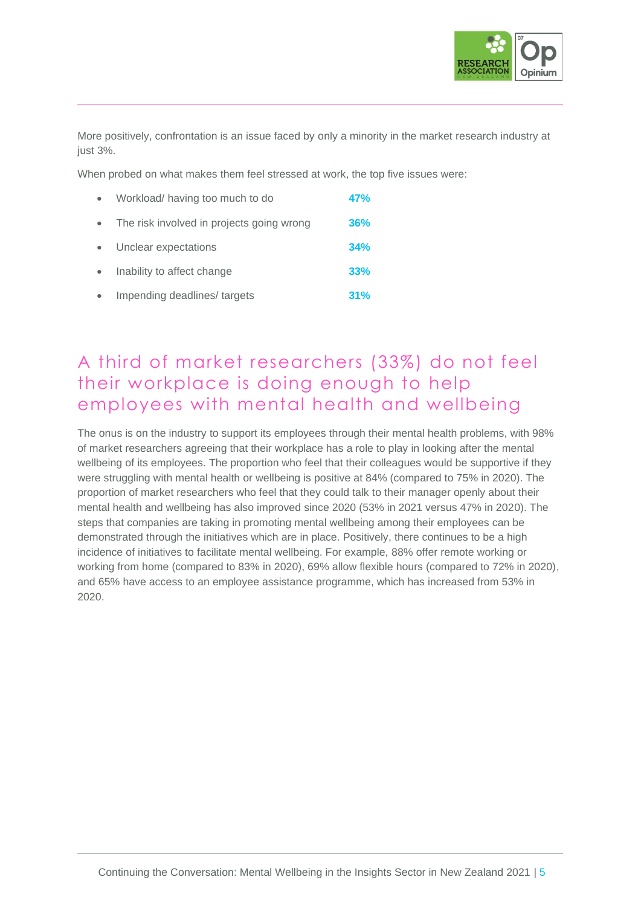More positively, confrontation is an issue faced by only a minority in the market research industry at just 3%.

When probed on what makes them feel stressed at work, the top five issues were:

- Workload/ having too much to do **47%**
- The risk involved in projects going wrong **36%**
- Unclear expectations **34%**
- Inability to affect change **33%**
- Impending deadlines/ targets **31%**

## A third of market researchers (33%) do not feel their workplace is doing enough to help employees with mental health and wellbeing

The onus is on the industry to support its employees through their mental health problems, with 98% of market researchers agreeing that their workplace has a role to play in looking after the mental wellbeing of its employees. The proportion who feel that their colleagues would be supportive if they were struggling with mental health or wellbeing is positive at 84% (compared to 75% in 2020). The proportion of market researchers who feel that they could talk to their manager openly about their mental health and wellbeing has also improved since 2020 (53% in 2021 versus 47% in 2020). The steps that companies are taking in promoting mental wellbeing among their employees can be demonstrated through the initiatives which are in place. Positively, there continues to be a high incidence of initiatives to facilitate mental wellbeing. For example, 88% offer remote working or working from home (compared to 83% in 2020), 69% allow flexible hours (compared to 72% in 2020), and 65% have access to an employee assistance programme, which has increased from 53% in 2020.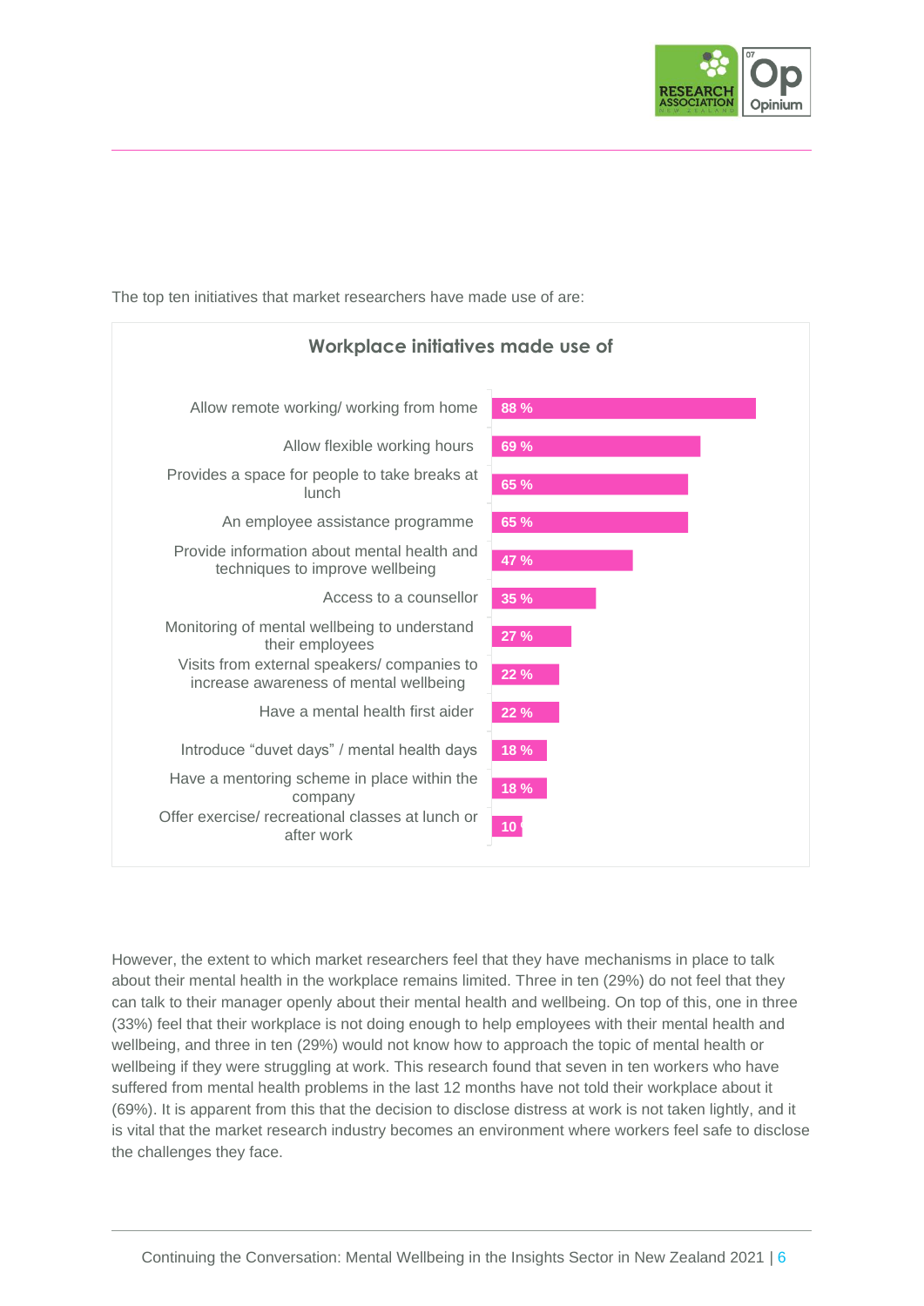The top ten initiatives that market researchers have made use of are:

**Workplace initiatives made use of**

| Initiative | % |
|---|---|
| Allow remote working/ working from home | 88 % |
| Allow flexible working hours | 69 % |
| Provides a space for people to take breaks at lunch | 65 % |
| An employee assistance programme | 65 % |
| Provide information about mental health and techniques to improve wellbeing | 47 % |
| Access to a counsellor | 35 % |
| Monitoring of mental wellbeing to understand their employees | 27 % |
| Visits from external speakers/ companies to increase awareness of mental wellbeing | 22 % |
| Have a mental health first aider | 22 % |
| Introduce "duvet days" / mental health days | 18 % |
| Have a mentoring scheme in place within the company | 18 % |
| Offer exercise/ recreational classes at lunch or after work | 10 |

However, the extent to which market researchers feel that they have mechanisms in place to talk about their mental health in the workplace remains limited. Three in ten (29%) do not feel that they can talk to their manager openly about their mental health and wellbeing. On top of this, one in three (33%) feel that their workplace is not doing enough to help employees with their mental health and wellbeing, and three in ten (29%) would not know how to approach the topic of mental health or wellbeing if they were struggling at work. This research found that seven in ten workers who have suffered from mental health problems in the last 12 months have not told their workplace about it (69%). It is apparent from this that the decision to disclose distress at work is not taken lightly, and it is vital that the market research industry becomes an environment where workers feel safe to disclose the challenges they face.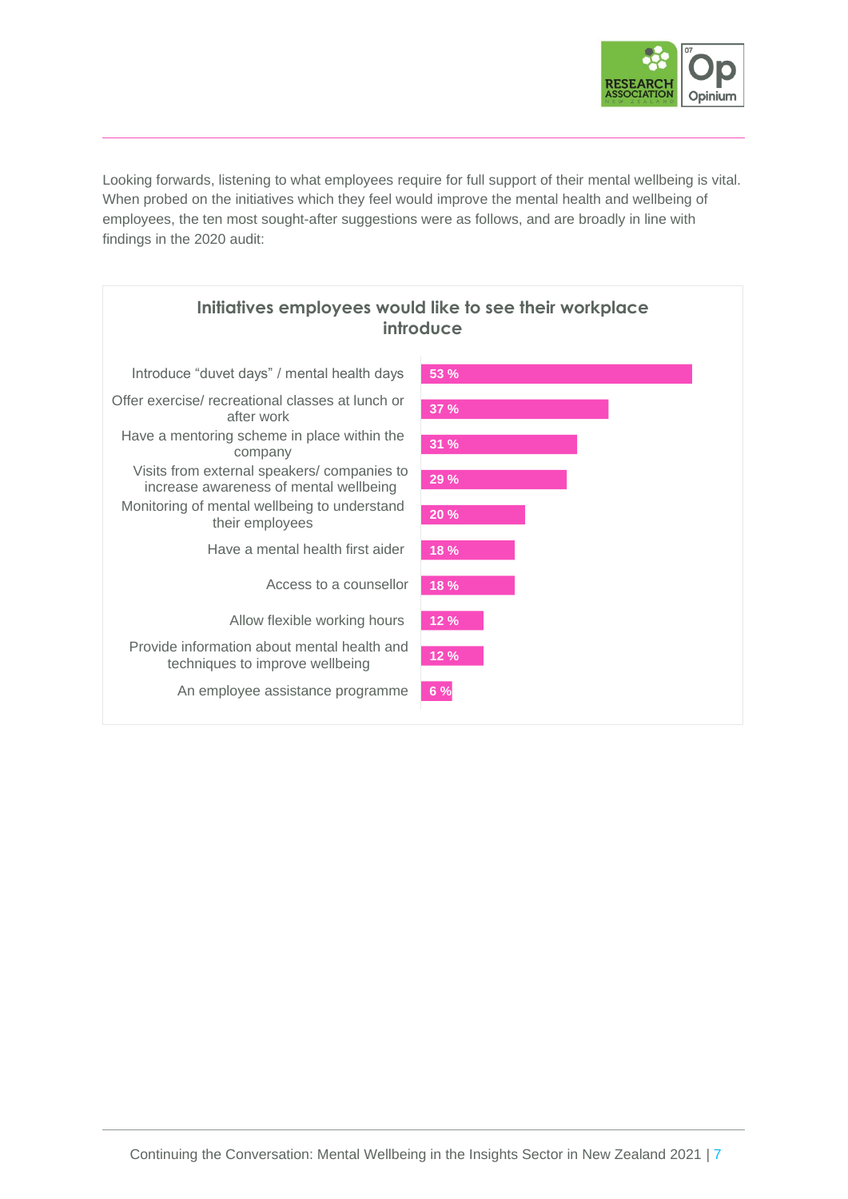Looking forwards, listening to what employees require for full support of their mental wellbeing is vital. When probed on the initiatives which they feel would improve the mental health and wellbeing of employees, the ten most sought-after suggestions were as follows, and are broadly in line with findings in the 2020 audit:

**Initiatives employees would like to see their workplace introduce**

| Initiative | % |
|---|---|
| Introduce "duvet days" / mental health days | 53 % |
| Offer exercise/ recreational classes at lunch or after work | 37 % |
| Have a mentoring scheme in place within the company | 31 % |
| Visits from external speakers/ companies to increase awareness of mental wellbeing | 29 % |
| Monitoring of mental wellbeing to understand their employees | 20 % |
| Have a mental health first aider | 18 % |
| Access to a counsellor | 18 % |
| Allow flexible working hours | 12 % |
| Provide information about mental health and techniques to improve wellbeing | 12 % |
| An employee assistance programme | 6 % |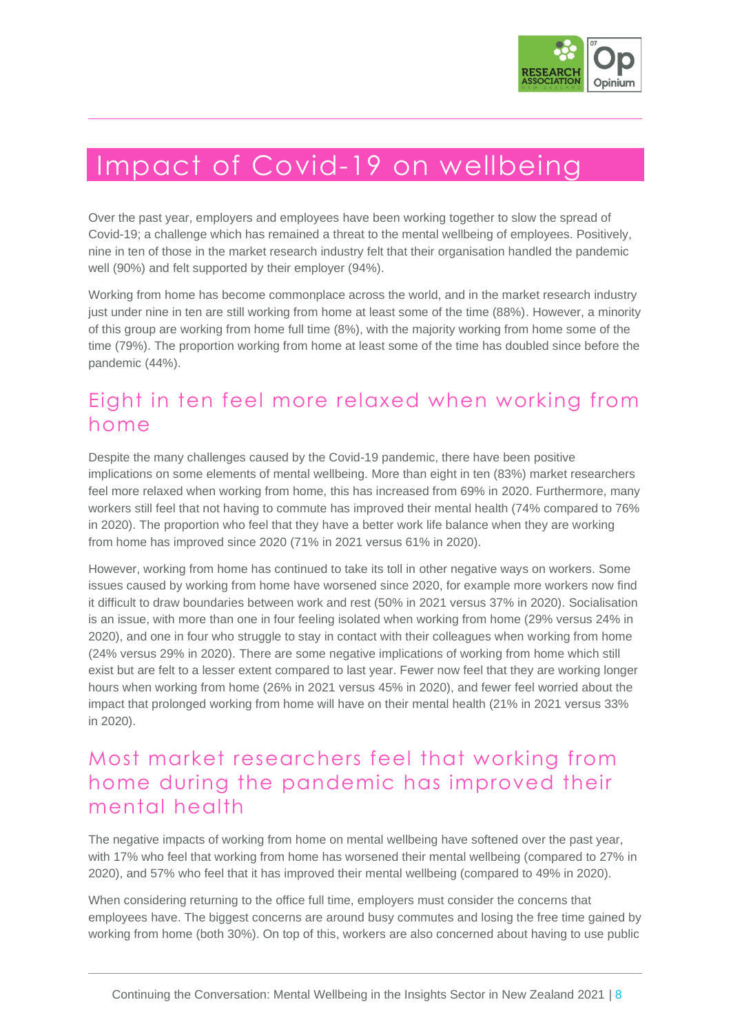# Impact of Covid-19 on wellbeing

Over the past year, employers and employees have been working together to slow the spread of Covid-19; a challenge which has remained a threat to the mental wellbeing of employees. Positively, nine in ten of those in the market research industry felt that their organisation handled the pandemic well (90%) and felt supported by their employer (94%).

Working from home has become commonplace across the world, and in the market research industry just under nine in ten are still working from home at least some of the time (88%). However, a minority of this group are working from home full time (8%), with the majority working from home some of the time (79%). The proportion working from home at least some of the time has doubled since before the pandemic (44%).

## Eight in ten feel more relaxed when working from home

Despite the many challenges caused by the Covid-19 pandemic, there have been positive implications on some elements of mental wellbeing. More than eight in ten (83%) market researchers feel more relaxed when working from home, this has increased from 69% in 2020. Furthermore, many workers still feel that not having to commute has improved their mental health (74% compared to 76% in 2020). The proportion who feel that they have a better work life balance when they are working from home has improved since 2020 (71% in 2021 versus 61% in 2020).

However, working from home has continued to take its toll in other negative ways on workers. Some issues caused by working from home have worsened since 2020, for example more workers now find it difficult to draw boundaries between work and rest (50% in 2021 versus 37% in 2020). Socialisation is an issue, with more than one in four feeling isolated when working from home (29% versus 24% in 2020), and one in four who struggle to stay in contact with their colleagues when working from home (24% versus 29% in 2020). There are some negative implications of working from home which still exist but are felt to a lesser extent compared to last year. Fewer now feel that they are working longer hours when working from home (26% in 2021 versus 45% in 2020), and fewer feel worried about the impact that prolonged working from home will have on their mental health (21% in 2021 versus 33% in 2020).

## Most market researchers feel that working from home during the pandemic has improved their mental health

The negative impacts of working from home on mental wellbeing have softened over the past year, with 17% who feel that working from home has worsened their mental wellbeing (compared to 27% in 2020), and 57% who feel that it has improved their mental wellbeing (compared to 49% in 2020).

When considering returning to the office full time, employers must consider the concerns that employees have. The biggest concerns are around busy commutes and losing the free time gained by working from home (both 30%). On top of this, workers are also concerned about having to use public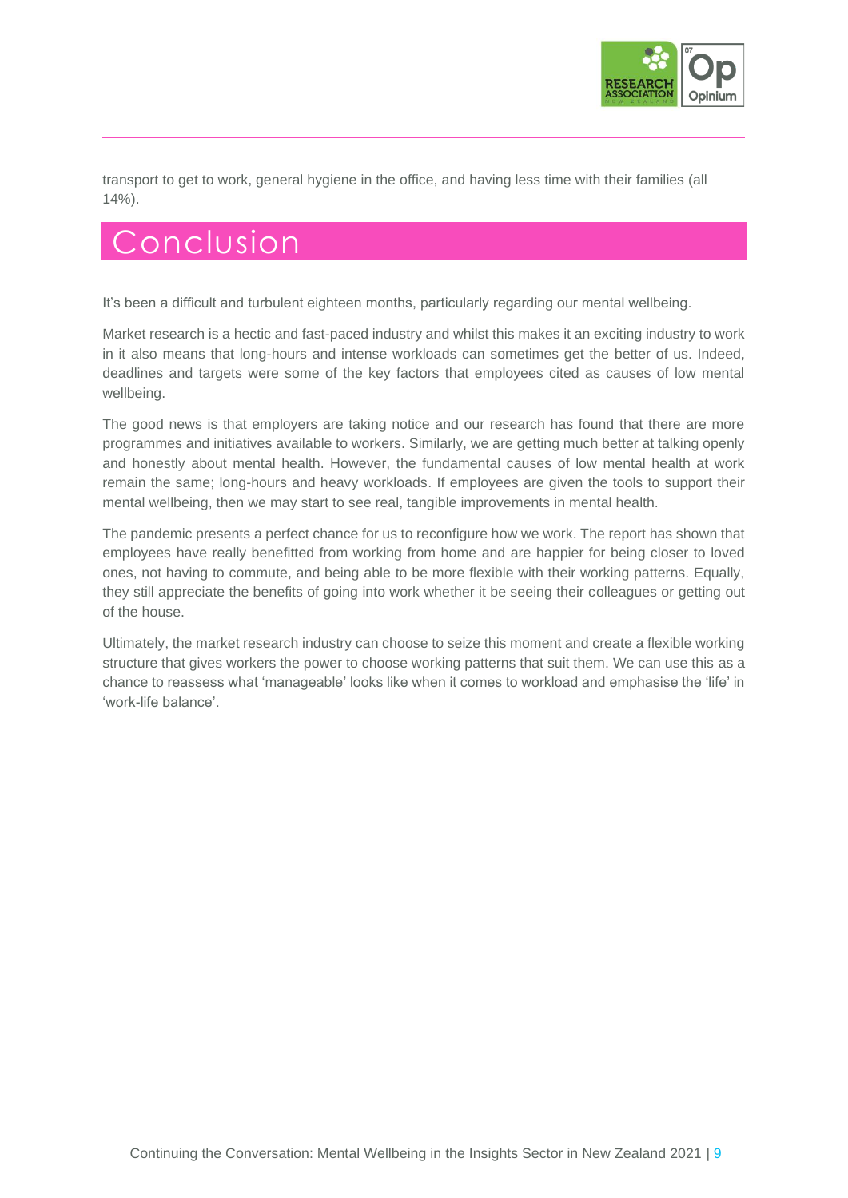transport to get to work, general hygiene in the office, and having less time with their families (all 14%).

# Conclusion

It's been a difficult and turbulent eighteen months, particularly regarding our mental wellbeing.

Market research is a hectic and fast-paced industry and whilst this makes it an exciting industry to work in it also means that long-hours and intense workloads can sometimes get the better of us. Indeed, deadlines and targets were some of the key factors that employees cited as causes of low mental wellbeing.

The good news is that employers are taking notice and our research has found that there are more programmes and initiatives available to workers. Similarly, we are getting much better at talking openly and honestly about mental health. However, the fundamental causes of low mental health at work remain the same; long-hours and heavy workloads. If employees are given the tools to support their mental wellbeing, then we may start to see real, tangible improvements in mental health.

The pandemic presents a perfect chance for us to reconfigure how we work. The report has shown that employees have really benefitted from working from home and are happier for being closer to loved ones, not having to commute, and being able to be more flexible with their working patterns. Equally, they still appreciate the benefits of going into work whether it be seeing their colleagues or getting out of the house.

Ultimately, the market research industry can choose to seize this moment and create a flexible working structure that gives workers the power to choose working patterns that suit them. We can use this as a chance to reassess what 'manageable' looks like when it comes to workload and emphasise the 'life' in 'work-life balance'.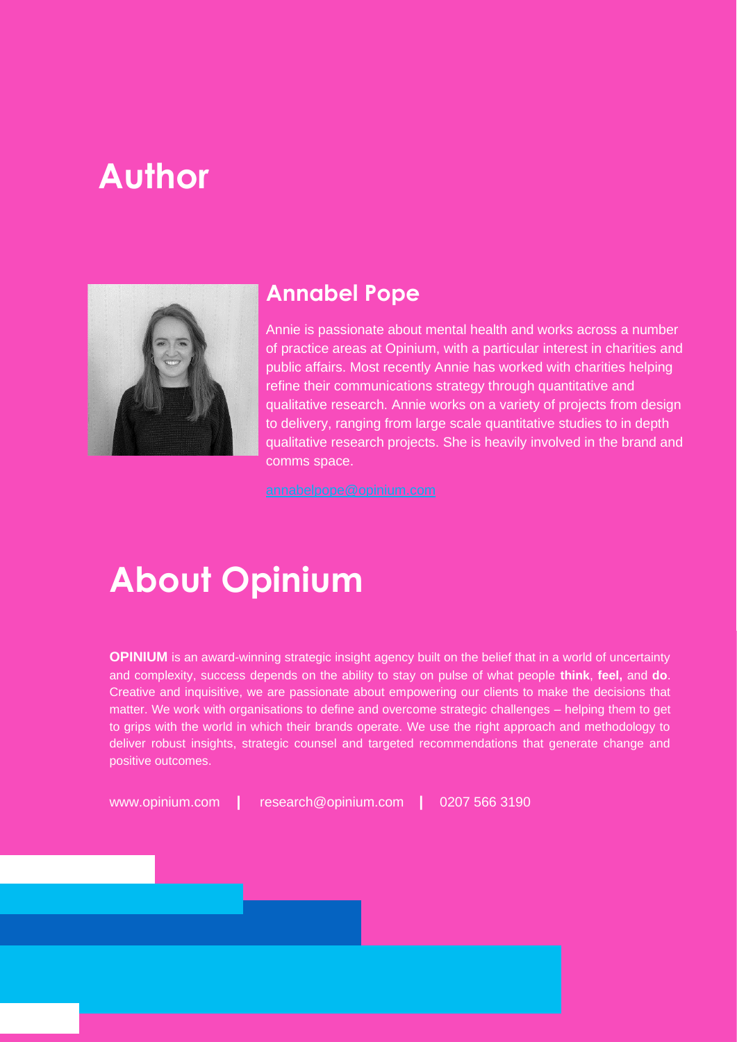# Author

## Annabel Pope

Annie is passionate about mental health and works across a number of practice areas at Opinium, with a particular interest in charities and public affairs. Most recently Annie has worked with charities helping refine their communications strategy through quantitative and qualitative research. Annie works on a variety of projects from design to delivery, ranging from large scale quantitative studies to in depth qualitative research projects. She is heavily involved in the brand and comms space.

annabelpope@opinium.com

# About Opinium

**OPINIUM** is an award-winning strategic insight agency built on the belief that in a world of uncertainty and complexity, success depends on the ability to stay on pulse of what people **think**, **feel,** and **do**. Creative and inquisitive, we are passionate about empowering our clients to make the decisions that matter. We work with organisations to define and overcome strategic challenges – helping them to get to grips with the world in which their brands operate. We use the right approach and methodology to deliver robust insights, strategic counsel and targeted recommendations that generate change and positive outcomes.

www.opinium.com | research@opinium.com | 0207 566 3190